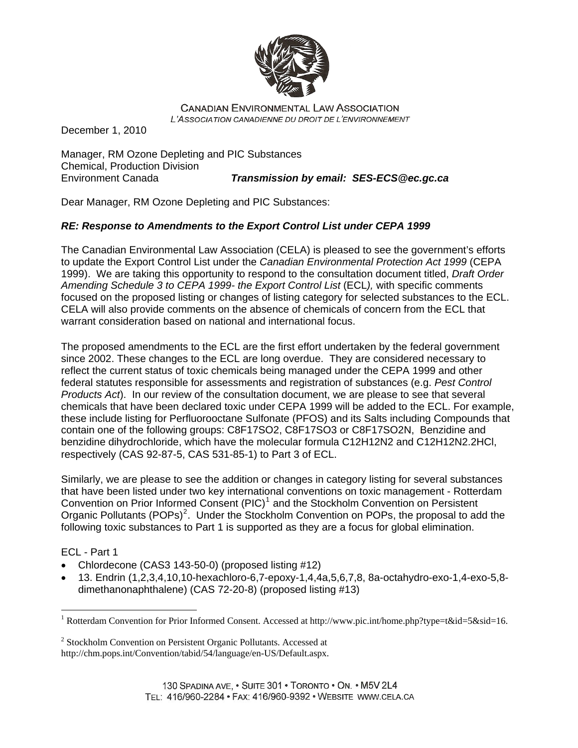CANADIAN ENVIRONMENTAL LAW ASSOCIATION
*L'ASSOCIATION CANADIENNE DU DROIT DE L'ENVIRONNEMENT*

December 1, 2010

Manager, RM Ozone Depleting and PIC Substances
Chemical, Production Division
Environment Canada **_Transmission by email: SES-ECS@ec.gc.ca_**

Dear Manager, RM Ozone Depleting and PIC Substances:

***RE: Response to Amendments to the Export Control List under CEPA 1999***

The Canadian Environmental Law Association (CELA) is pleased to see the government's efforts to update the Export Control List under the *Canadian Environmental Protection Act 1999* (CEPA 1999). We are taking this opportunity to respond to the consultation document titled, *Draft Order Amending Schedule 3 to CEPA 1999- the Export Control List* (ECL*),* with specific comments focused on the proposed listing or changes of listing category for selected substances to the ECL. CELA will also provide comments on the absence of chemicals of concern from the ECL that warrant consideration based on national and international focus.

The proposed amendments to the ECL are the first effort undertaken by the federal government since 2002. These changes to the ECL are long overdue. They are considered necessary to reflect the current status of toxic chemicals being managed under the CEPA 1999 and other federal statutes responsible for assessments and registration of substances (e.g. *Pest Control Products Act*). In our review of the consultation document, we are please to see that several chemicals that have been declared toxic under CEPA 1999 will be added to the ECL. For example, these include listing for Perfluorooctane Sulfonate (PFOS) and its Salts including Compounds that contain one of the following groups: C8F17SO2, C8F17SO3 or C8F17SO2N, Benzidine and benzidine dihydrochloride, which have the molecular formula C12H12N2 and C12H12N2.2HCl, respectively (CAS 92-87-5, CAS 531-85-1) to Part 3 of ECL.

Similarly, we are please to see the addition or changes in category listing for several substances that have been listed under two key international conventions on toxic management - Rotterdam Convention on Prior Informed Consent (PIC)[1] and the Stockholm Convention on Persistent Organic Pollutants (POPs)[2]. Under the Stockholm Convention on POPs, the proposal to add the following toxic substances to Part 1 is supported as they are a focus for global elimination.

ECL - Part 1

- Chlordecone (CAS3 143-50-0) (proposed listing #12)
- 13. Endrin (1,2,3,4,10,10-hexachloro-6,7-epoxy-1,4,4a,5,6,7,8, 8a-octahydro-exo-1,4-exo-5,8-dimethanonaphthalene) (CAS 72-20-8) (proposed listing #13)

---

[1] Rotterdam Convention for Prior Informed Consent. Accessed at http://www.pic.int/home.php?type=t&id=5&sid=16.

[2] Stockholm Convention on Persistent Organic Pollutants. Accessed at http://chm.pops.int/Convention/tabid/54/language/en-US/Default.aspx.

130 SPADINA AVE, • SUITE 301 • TORONTO • ON. • M5V 2L4
TEL: 416/960-2284 • FAX: 416/960-9392 • WEBSITE WWW.CELA.CA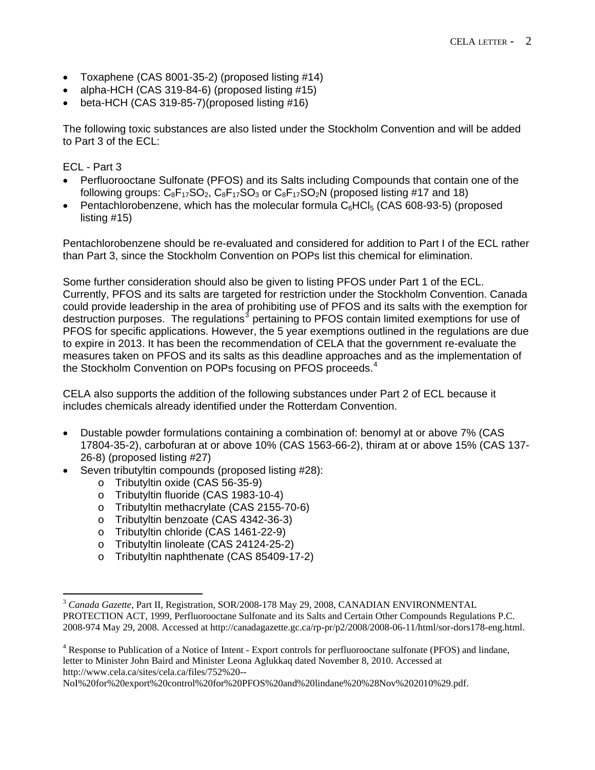- Toxaphene (CAS 8001-35-2) (proposed listing #14)
- alpha-HCH (CAS 319-84-6) (proposed listing #15)
- beta-HCH (CAS 319-85-7)(proposed listing #16)

The following toxic substances are also listed under the Stockholm Convention and will be added to Part 3 of the ECL:

ECL - Part 3

- Perfluorooctane Sulfonate (PFOS) and its Salts including Compounds that contain one of the following groups: $C_8F_{17}SO_2$, $C_8F_{17}SO_3$ or $C_8F_{17}SO_2N$ (proposed listing #17 and 18)
- Pentachlorobenzene, which has the molecular formula $C_6HCl_5$ (CAS 608-93-5) (proposed listing #15)

Pentachlorobenzene should be re-evaluated and considered for addition to Part I of the ECL rather than Part 3, since the Stockholm Convention on POPs list this chemical for elimination.

Some further consideration should also be given to listing PFOS under Part 1 of the ECL. Currently, PFOS and its salts are targeted for restriction under the Stockholm Convention. Canada could provide leadership in the area of prohibiting use of PFOS and its salts with the exemption for destruction purposes. The regulations[3] pertaining to PFOS contain limited exemptions for use of PFOS for specific applications. However, the 5 year exemptions outlined in the regulations are due to expire in 2013. It has been the recommendation of CELA that the government re-evaluate the measures taken on PFOS and its salts as this deadline approaches and as the implementation of the Stockholm Convention on POPs focusing on PFOS proceeds.[4]

CELA also supports the addition of the following substances under Part 2 of ECL because it includes chemicals already identified under the Rotterdam Convention.

- Dustable powder formulations containing a combination of: benomyl at or above 7% (CAS 17804-35-2), carbofuran at or above 10% (CAS 1563-66-2), thiram at or above 15% (CAS 137-26-8) (proposed listing #27)
- Seven tributyltin compounds (proposed listing #28):
  - Tributyltin oxide (CAS 56-35-9)
  - Tributyltin fluoride (CAS 1983-10-4)
  - Tributyltin methacrylate (CAS 2155-70-6)
  - Tributyltin benzoate (CAS 4342-36-3)
  - Tributyltin chloride (CAS 1461-22-9)
  - Tributyltin linoleate (CAS 24124-25-2)
  - Tributyltin naphthenate (CAS 85409-17-2)

---

[3] *Canada Gazette*, Part II, Registration, SOR/2008-178 May 29, 2008, CANADIAN ENVIRONMENTAL PROTECTION ACT, 1999, Perfluorooctane Sulfonate and its Salts and Certain Other Compounds Regulations P.C. 2008-974 May 29, 2008. Accessed at http://canadagazette.gc.ca/rp-pr/p2/2008/2008-06-11/html/sor-dors178-eng.html.

[4] Response to Publication of a Notice of Intent - Export controls for perfluorooctane sulfonate (PFOS) and lindane, letter to Minister John Baird and Minister Leona Aglukkaq dated November 8, 2010. Accessed at http://www.cela.ca/sites/cela.ca/files/752%20--NoI%20for%20export%20control%20for%20PFOS%20and%20lindane%20%28Nov%202010%29.pdf.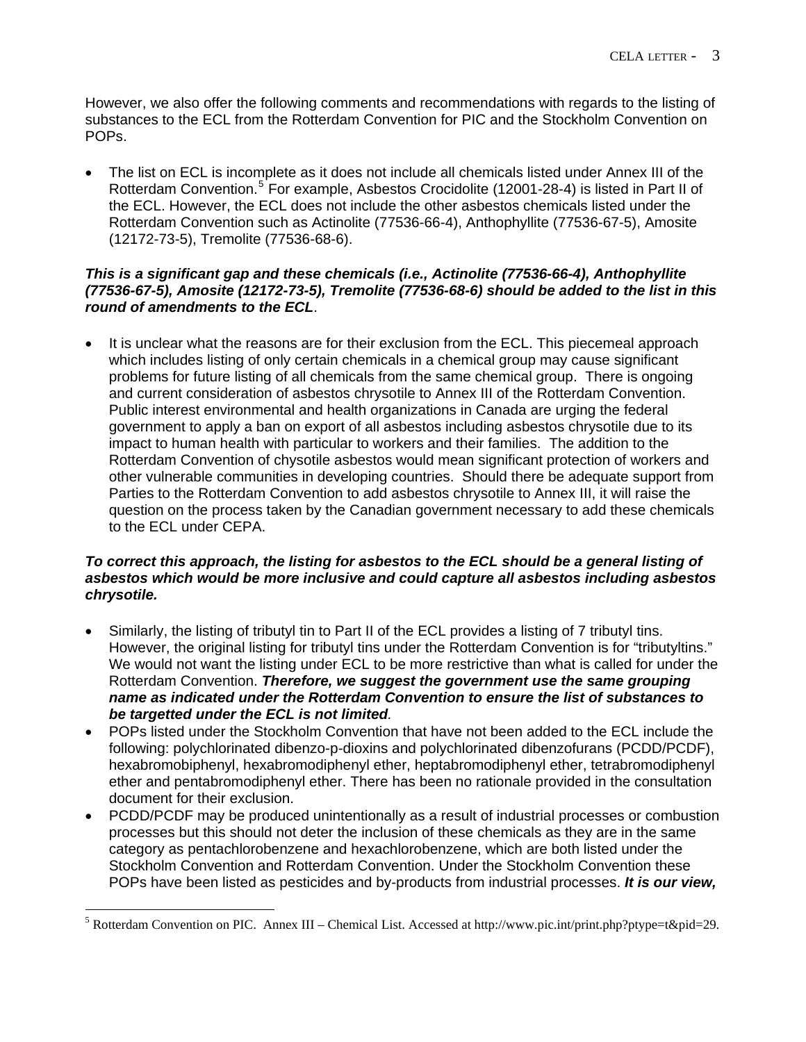However, we also offer the following comments and recommendations with regards to the listing of substances to the ECL from the Rotterdam Convention for PIC and the Stockholm Convention on POPs.

- The list on ECL is incomplete as it does not include all chemicals listed under Annex III of the Rotterdam Convention.[5] For example, Asbestos Crocidolite (12001-28-4) is listed in Part II of the ECL. However, the ECL does not include the other asbestos chemicals listed under the Rotterdam Convention such as Actinolite (77536-66-4), Anthophyllite (77536-67-5), Amosite (12172-73-5), Tremolite (77536-68-6).

***This is a significant gap and these chemicals (i.e., Actinolite (77536-66-4), Anthophyllite (77536-67-5), Amosite (12172-73-5), Tremolite (77536-68-6) should be added to the list in this round of amendments to the ECL***.

- It is unclear what the reasons are for their exclusion from the ECL. This piecemeal approach which includes listing of only certain chemicals in a chemical group may cause significant problems for future listing of all chemicals from the same chemical group. There is ongoing and current consideration of asbestos chrysotile to Annex III of the Rotterdam Convention. Public interest environmental and health organizations in Canada are urging the federal government to apply a ban on export of all asbestos including asbestos chrysotile due to its impact to human health with particular to workers and their families. The addition to the Rotterdam Convention of chysotile asbestos would mean significant protection of workers and other vulnerable communities in developing countries. Should there be adequate support from Parties to the Rotterdam Convention to add asbestos chrysotile to Annex III, it will raise the question on the process taken by the Canadian government necessary to add these chemicals to the ECL under CEPA.

***To correct this approach, the listing for asbestos to the ECL should be a general listing of asbestos which would be more inclusive and could capture all asbestos including asbestos chrysotile.***

- Similarly, the listing of tributyl tin to Part II of the ECL provides a listing of 7 tributyl tins. However, the original listing for tributyl tins under the Rotterdam Convention is for "tributyltins." We would not want the listing under ECL to be more restrictive than what is called for under the Rotterdam Convention. ***Therefore, we suggest the government use the same grouping name as indicated under the Rotterdam Convention to ensure the list of substances to be targetted under the ECL is not limited***.
- POPs listed under the Stockholm Convention that have not been added to the ECL include the following: polychlorinated dibenzo-p-dioxins and polychlorinated dibenzofurans (PCDD/PCDF), hexabromobiphenyl, hexabromodiphenyl ether, heptabromodiphenyl ether, tetrabromodiphenyl ether and pentabromodiphenyl ether. There has been no rationale provided in the consultation document for their exclusion.
- PCDD/PCDF may be produced unintentionally as a result of industrial processes or combustion processes but this should not deter the inclusion of these chemicals as they are in the same category as pentachlorobenzene and hexachlorobenzene, which are both listed under the Stockholm Convention and Rotterdam Convention. Under the Stockholm Convention these POPs have been listed as pesticides and by-products from industrial processes. ***It is our view,***

[5] Rotterdam Convention on PIC. Annex III – Chemical List. Accessed at http://www.pic.int/print.php?ptype=t&pid=29.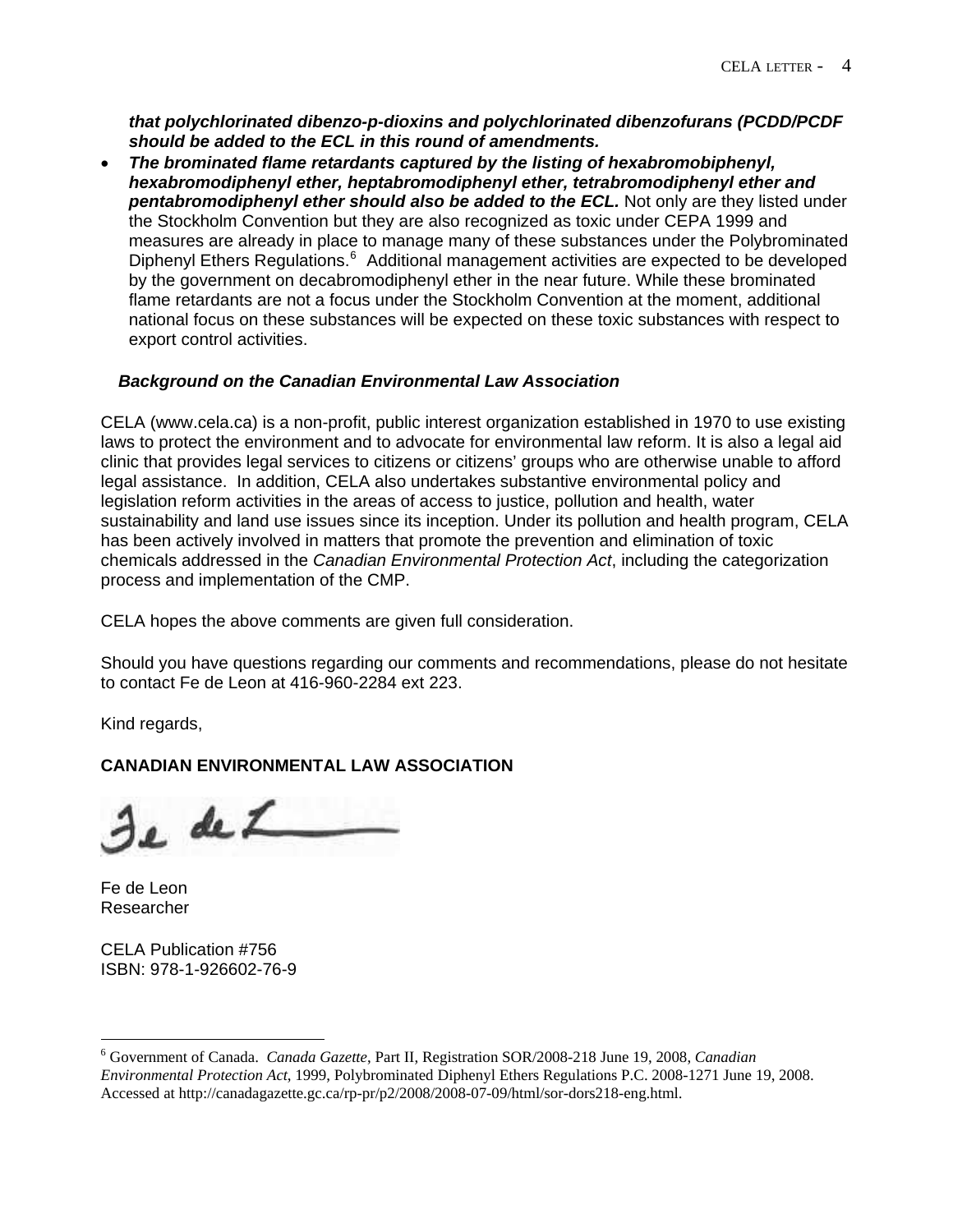***that polychlorinated dibenzo-p-dioxins and polychlorinated dibenzofurans (PCDD/PCDF should be added to the ECL in this round of amendments.***

- ***The brominated flame retardants captured by the listing of hexabromobiphenyl, hexabromodiphenyl ether, heptabromodiphenyl ether, tetrabromodiphenyl ether and pentabromodiphenyl ether should also be added to the ECL.*** Not only are they listed under the Stockholm Convention but they are also recognized as toxic under CEPA 1999 and measures are already in place to manage many of these substances under the Polybrominated Diphenyl Ethers Regulations.[6] Additional management activities are expected to be developed by the government on decabromodiphenyl ether in the near future. While these brominated flame retardants are not a focus under the Stockholm Convention at the moment, additional national focus on these substances will be expected on these toxic substances with respect to export control activities.

### *Background on the Canadian Environmental Law Association*

CELA (www.cela.ca) is a non-profit, public interest organization established in 1970 to use existing laws to protect the environment and to advocate for environmental law reform. It is also a legal aid clinic that provides legal services to citizens or citizens' groups who are otherwise unable to afford legal assistance. In addition, CELA also undertakes substantive environmental policy and legislation reform activities in the areas of access to justice, pollution and health, water sustainability and land use issues since its inception. Under its pollution and health program, CELA has been actively involved in matters that promote the prevention and elimination of toxic chemicals addressed in the *Canadian Environmental Protection Act*, including the categorization process and implementation of the CMP.

CELA hopes the above comments are given full consideration.

Should you have questions regarding our comments and recommendations, please do not hesitate to contact Fe de Leon at 416-960-2284 ext 223.

Kind regards,

**CANADIAN ENVIRONMENTAL LAW ASSOCIATION**

Fe de Leon
Researcher

CELA Publication #756
ISBN: 978-1-926602-76-9

---

[6] Government of Canada. *Canada Gazette*, Part II, Registration SOR/2008-218 June 19, 2008, *Canadian Environmental Protection Act*, 1999, Polybrominated Diphenyl Ethers Regulations P.C. 2008-1271 June 19, 2008. Accessed at http://canadagazette.gc.ca/rp-pr/p2/2008/2008-07-09/html/sor-dors218-eng.html.